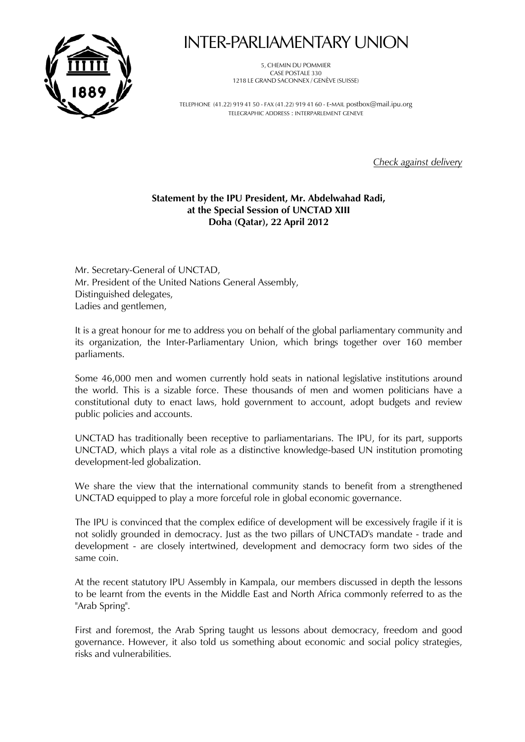# INTER-PARLIAMENTARY UNION

5, CHEMIN DU POMMIER
CASE POSTALE 330
1218 LE GRAND SACONNEX / GENÈVE (SUISSE)

TELEPHONE (41.22) 919 41 50 - FAX (41.22) 919 41 60 - E-MAIL postbox@mail.ipu.org
TELEGRAPHIC ADDRESS : INTERPARLEMENT GENEVE

*Check against delivery*

**Statement by the IPU President, Mr. Abdelwahad Radi,
at the Special Session of UNCTAD XIII
Doha (Qatar), 22 April 2012**

Mr. Secretary-General of UNCTAD,
Mr. President of the United Nations General Assembly,
Distinguished delegates,
Ladies and gentlemen,

It is a great honour for me to address you on behalf of the global parliamentary community and its organization, the Inter-Parliamentary Union, which brings together over 160 member parliaments.

Some 46,000 men and women currently hold seats in national legislative institutions around the world. This is a sizable force. These thousands of men and women politicians have a constitutional duty to enact laws, hold government to account, adopt budgets and review public policies and accounts.

UNCTAD has traditionally been receptive to parliamentarians. The IPU, for its part, supports UNCTAD, which plays a vital role as a distinctive knowledge-based UN institution promoting development-led globalization.

We share the view that the international community stands to benefit from a strengthened UNCTAD equipped to play a more forceful role in global economic governance.

The IPU is convinced that the complex edifice of development will be excessively fragile if it is not solidly grounded in democracy. Just as the two pillars of UNCTAD's mandate - trade and development - are closely intertwined, development and democracy form two sides of the same coin.

At the recent statutory IPU Assembly in Kampala, our members discussed in depth the lessons to be learnt from the events in the Middle East and North Africa commonly referred to as the "Arab Spring".

First and foremost, the Arab Spring taught us lessons about democracy, freedom and good governance. However, it also told us something about economic and social policy strategies, risks and vulnerabilities.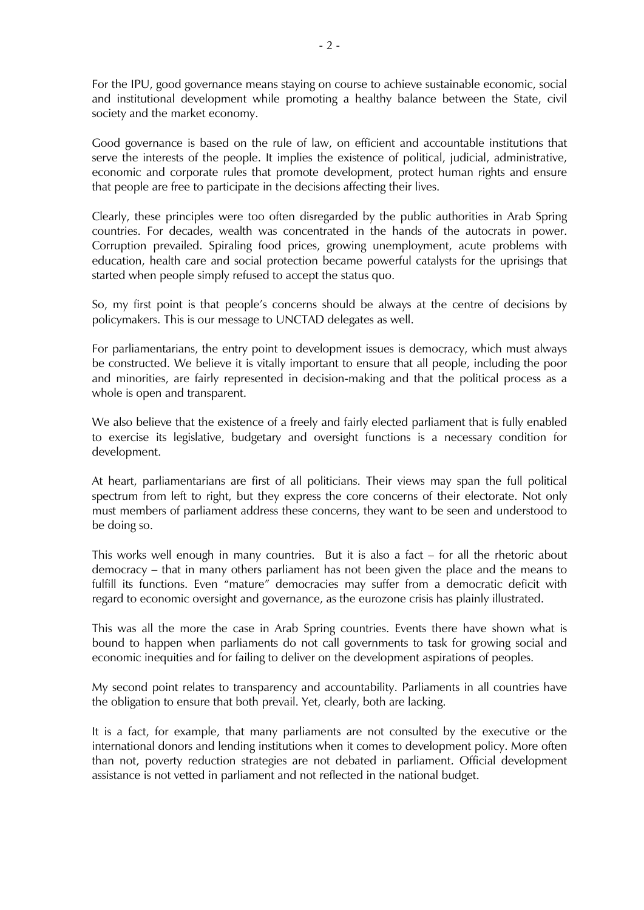For the IPU, good governance means staying on course to achieve sustainable economic, social and institutional development while promoting a healthy balance between the State, civil society and the market economy.

Good governance is based on the rule of law, on efficient and accountable institutions that serve the interests of the people. It implies the existence of political, judicial, administrative, economic and corporate rules that promote development, protect human rights and ensure that people are free to participate in the decisions affecting their lives.

Clearly, these principles were too often disregarded by the public authorities in Arab Spring countries. For decades, wealth was concentrated in the hands of the autocrats in power. Corruption prevailed. Spiraling food prices, growing unemployment, acute problems with education, health care and social protection became powerful catalysts for the uprisings that started when people simply refused to accept the status quo.

So, my first point is that people's concerns should be always at the centre of decisions by policymakers. This is our message to UNCTAD delegates as well.

For parliamentarians, the entry point to development issues is democracy, which must always be constructed. We believe it is vitally important to ensure that all people, including the poor and minorities, are fairly represented in decision-making and that the political process as a whole is open and transparent.

We also believe that the existence of a freely and fairly elected parliament that is fully enabled to exercise its legislative, budgetary and oversight functions is a necessary condition for development.

At heart, parliamentarians are first of all politicians. Their views may span the full political spectrum from left to right, but they express the core concerns of their electorate. Not only must members of parliament address these concerns, they want to be seen and understood to be doing so.

This works well enough in many countries. But it is also a fact – for all the rhetoric about democracy – that in many others parliament has not been given the place and the means to fulfill its functions. Even "mature" democracies may suffer from a democratic deficit with regard to economic oversight and governance, as the eurozone crisis has plainly illustrated.

This was all the more the case in Arab Spring countries. Events there have shown what is bound to happen when parliaments do not call governments to task for growing social and economic inequities and for failing to deliver on the development aspirations of peoples.

My second point relates to transparency and accountability. Parliaments in all countries have the obligation to ensure that both prevail. Yet, clearly, both are lacking.

It is a fact, for example, that many parliaments are not consulted by the executive or the international donors and lending institutions when it comes to development policy. More often than not, poverty reduction strategies are not debated in parliament. Official development assistance is not vetted in parliament and not reflected in the national budget.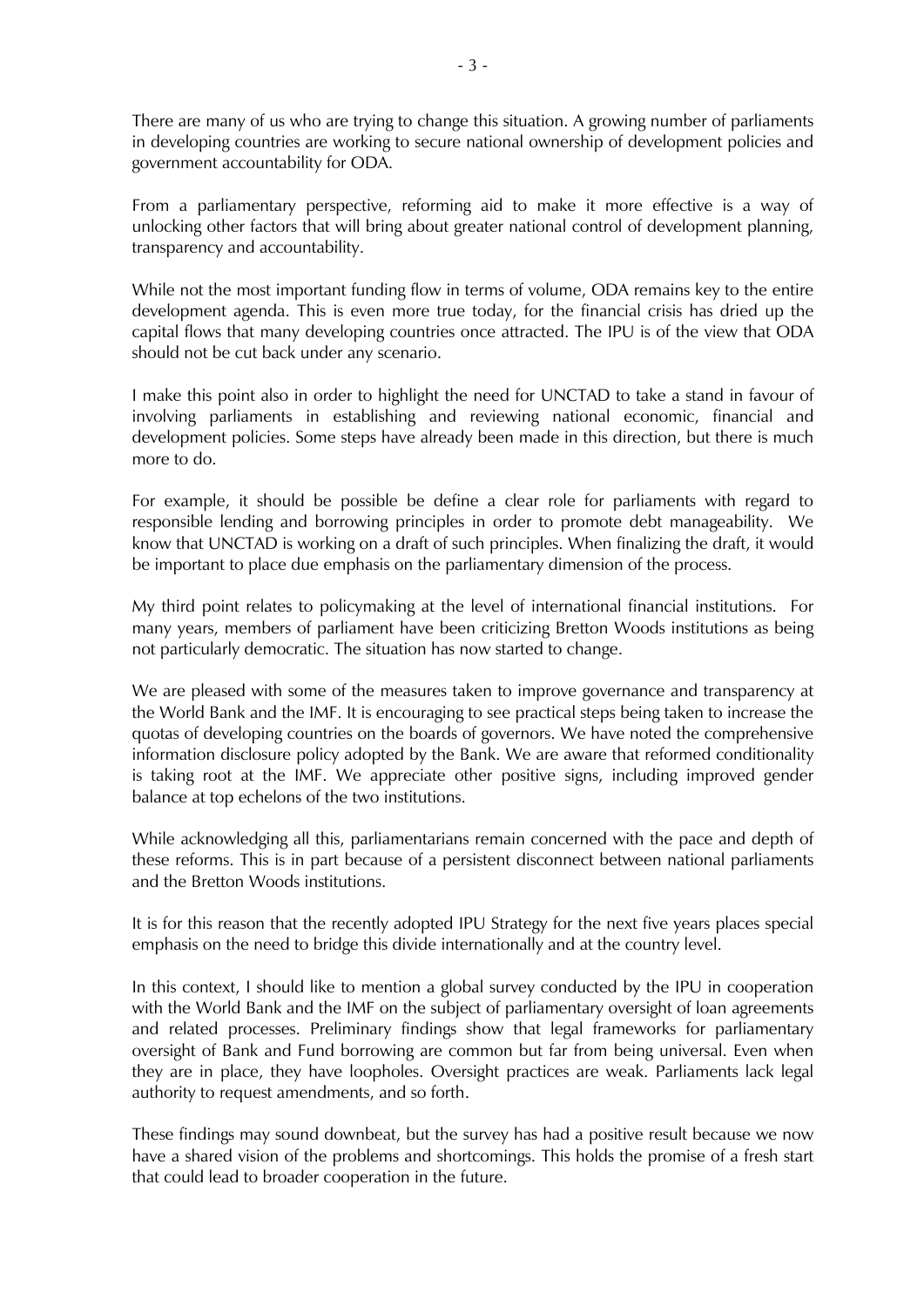There are many of us who are trying to change this situation. A growing number of parliaments in developing countries are working to secure national ownership of development policies and government accountability for ODA.

From a parliamentary perspective, reforming aid to make it more effective is a way of unlocking other factors that will bring about greater national control of development planning, transparency and accountability.

While not the most important funding flow in terms of volume, ODA remains key to the entire development agenda. This is even more true today, for the financial crisis has dried up the capital flows that many developing countries once attracted. The IPU is of the view that ODA should not be cut back under any scenario.

I make this point also in order to highlight the need for UNCTAD to take a stand in favour of involving parliaments in establishing and reviewing national economic, financial and development policies. Some steps have already been made in this direction, but there is much more to do.

For example, it should be possible be define a clear role for parliaments with regard to responsible lending and borrowing principles in order to promote debt manageability. We know that UNCTAD is working on a draft of such principles. When finalizing the draft, it would be important to place due emphasis on the parliamentary dimension of the process.

My third point relates to policymaking at the level of international financial institutions. For many years, members of parliament have been criticizing Bretton Woods institutions as being not particularly democratic. The situation has now started to change.

We are pleased with some of the measures taken to improve governance and transparency at the World Bank and the IMF. It is encouraging to see practical steps being taken to increase the quotas of developing countries on the boards of governors. We have noted the comprehensive information disclosure policy adopted by the Bank. We are aware that reformed conditionality is taking root at the IMF. We appreciate other positive signs, including improved gender balance at top echelons of the two institutions.

While acknowledging all this, parliamentarians remain concerned with the pace and depth of these reforms. This is in part because of a persistent disconnect between national parliaments and the Bretton Woods institutions.

It is for this reason that the recently adopted IPU Strategy for the next five years places special emphasis on the need to bridge this divide internationally and at the country level.

In this context, I should like to mention a global survey conducted by the IPU in cooperation with the World Bank and the IMF on the subject of parliamentary oversight of loan agreements and related processes. Preliminary findings show that legal frameworks for parliamentary oversight of Bank and Fund borrowing are common but far from being universal. Even when they are in place, they have loopholes. Oversight practices are weak. Parliaments lack legal authority to request amendments, and so forth.

These findings may sound downbeat, but the survey has had a positive result because we now have a shared vision of the problems and shortcomings. This holds the promise of a fresh start that could lead to broader cooperation in the future.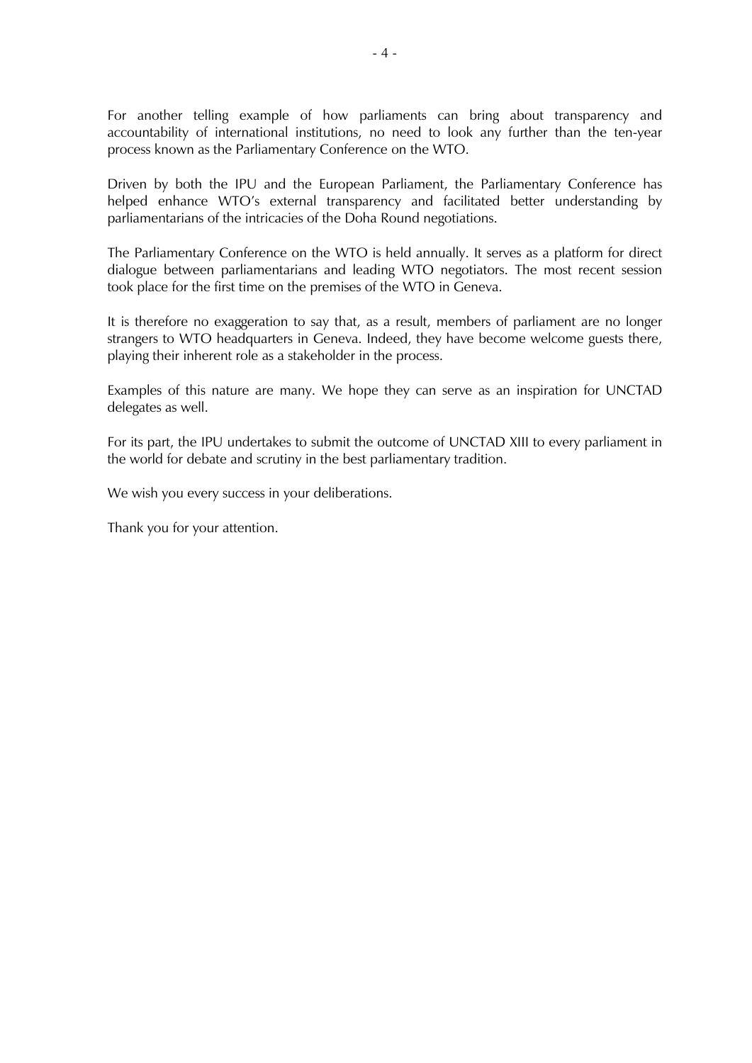For another telling example of how parliaments can bring about transparency and accountability of international institutions, no need to look any further than the ten-year process known as the Parliamentary Conference on the WTO.

Driven by both the IPU and the European Parliament, the Parliamentary Conference has helped enhance WTO's external transparency and facilitated better understanding by parliamentarians of the intricacies of the Doha Round negotiations.

The Parliamentary Conference on the WTO is held annually. It serves as a platform for direct dialogue between parliamentarians and leading WTO negotiators. The most recent session took place for the first time on the premises of the WTO in Geneva.

It is therefore no exaggeration to say that, as a result, members of parliament are no longer strangers to WTO headquarters in Geneva. Indeed, they have become welcome guests there, playing their inherent role as a stakeholder in the process.

Examples of this nature are many. We hope they can serve as an inspiration for UNCTAD delegates as well.

For its part, the IPU undertakes to submit the outcome of UNCTAD XIII to every parliament in the world for debate and scrutiny in the best parliamentary tradition.

We wish you every success in your deliberations.

Thank you for your attention.